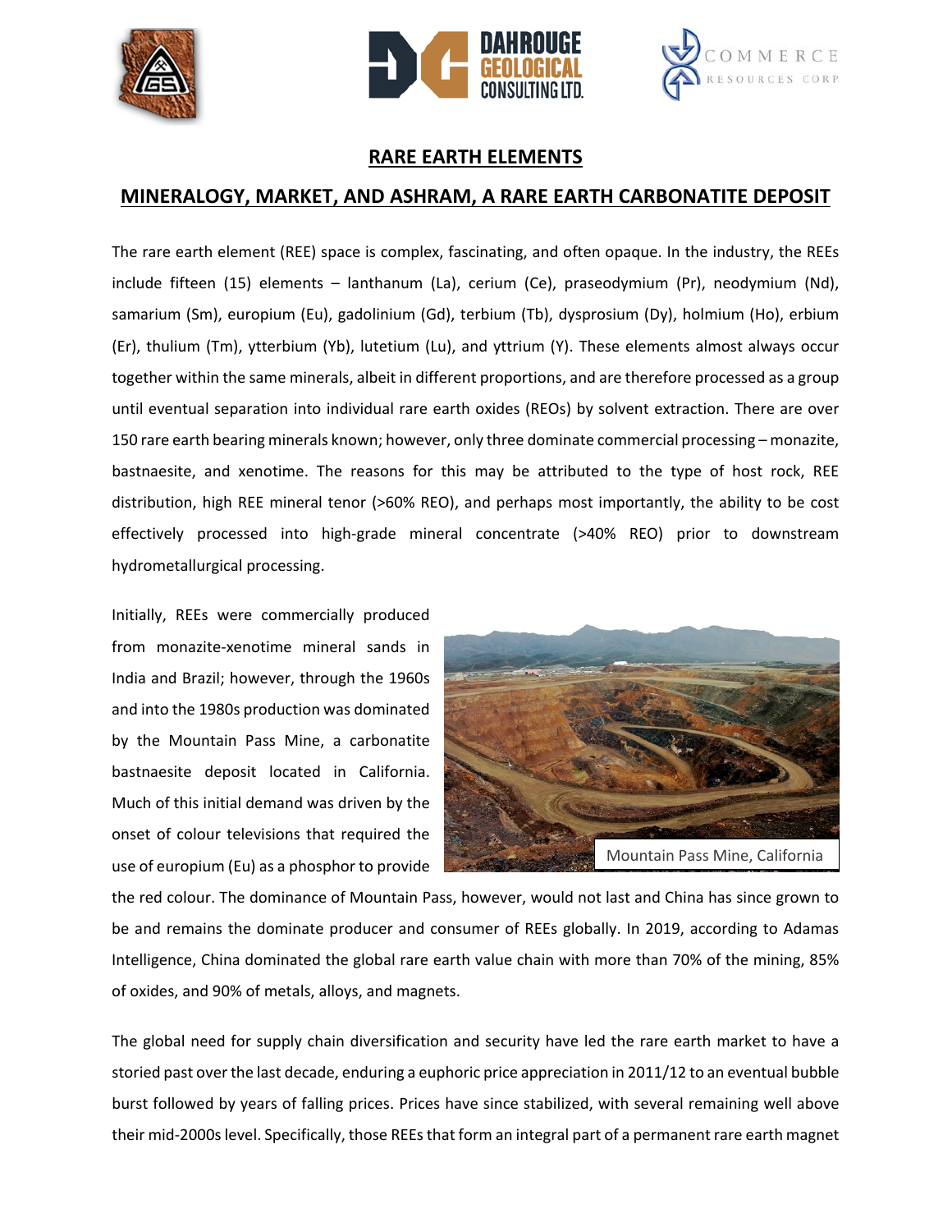# RARE EARTH ELEMENTS

## MINERALOGY, MARKET, AND ASHRAM, A RARE EARTH CARBONATITE DEPOSIT

The rare earth element (REE) space is complex, fascinating, and often opaque. In the industry, the REEs include fifteen (15) elements – lanthanum (La), cerium (Ce), praseodymium (Pr), neodymium (Nd), samarium (Sm), europium (Eu), gadolinium (Gd), terbium (Tb), dysprosium (Dy), holmium (Ho), erbium (Er), thulium (Tm), ytterbium (Yb), lutetium (Lu), and yttrium (Y). These elements almost always occur together within the same minerals, albeit in different proportions, and are therefore processed as a group until eventual separation into individual rare earth oxides (REOs) by solvent extraction. There are over 150 rare earth bearing minerals known; however, only three dominate commercial processing – monazite, bastnaesite, and xenotime. The reasons for this may be attributed to the type of host rock, REE distribution, high REE mineral tenor (>60% REO), and perhaps most importantly, the ability to be cost effectively processed into high-grade mineral concentrate (>40% REO) prior to downstream hydrometallurgical processing.

Initially, REEs were commercially produced from monazite-xenotime mineral sands in India and Brazil; however, through the 1960s and into the 1980s production was dominated by the Mountain Pass Mine, a carbonatite bastnaesite deposit located in California. Much of this initial demand was driven by the onset of colour televisions that required the use of europium (Eu) as a phosphor to provide the red colour. The dominance of Mountain Pass, however, would not last and China has since grown to be and remains the dominate producer and consumer of REEs globally. In 2019, according to Adamas Intelligence, China dominated the global rare earth value chain with more than 70% of the mining, 85% of oxides, and 90% of metals, alloys, and magnets.

Mountain Pass Mine, California

The global need for supply chain diversification and security have led the rare earth market to have a storied past over the last decade, enduring a euphoric price appreciation in 2011/12 to an eventual bubble burst followed by years of falling prices. Prices have since stabilized, with several remaining well above their mid-2000s level. Specifically, those REEs that form an integral part of a permanent rare earth magnet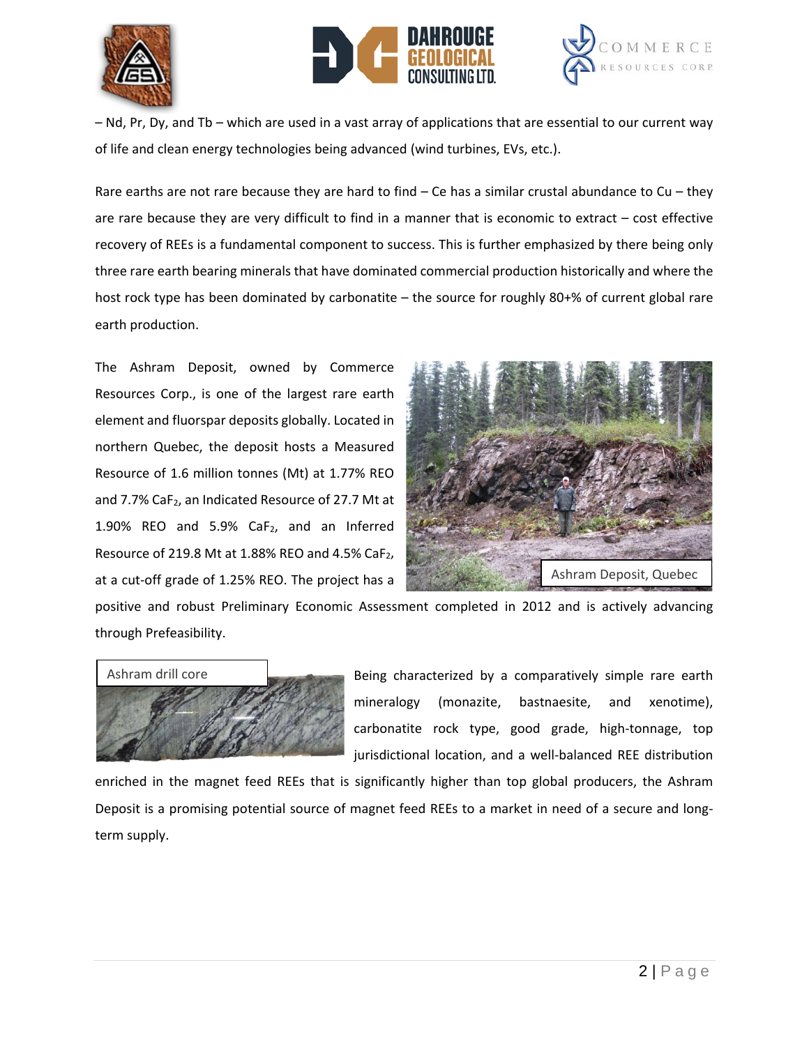– Nd, Pr, Dy, and Tb – which are used in a vast array of applications that are essential to our current way of life and clean energy technologies being advanced (wind turbines, EVs, etc.).

Rare earths are not rare because they are hard to find – Ce has a similar crustal abundance to Cu – they are rare because they are very difficult to find in a manner that is economic to extract – cost effective recovery of REEs is a fundamental component to success. This is further emphasized by there being only three rare earth bearing minerals that have dominated commercial production historically and where the host rock type has been dominated by carbonatite – the source for roughly 80+% of current global rare earth production.

The Ashram Deposit, owned by Commerce Resources Corp., is one of the largest rare earth element and fluorspar deposits globally. Located in northern Quebec, the deposit hosts a Measured Resource of 1.6 million tonnes (Mt) at 1.77% REO and 7.7% $CaF_2$, an Indicated Resource of 27.7 Mt at 1.90% REO and 5.9% $CaF_2$, and an Inferred Resource of 219.8 Mt at 1.88% REO and 4.5% $CaF_2$, at a cut-off grade of 1.25% REO. The project has a positive and robust Preliminary Economic Assessment completed in 2012 and is actively advancing through Prefeasibility.

Ashram Deposit, Quebec

Ashram drill core

Being characterized by a comparatively simple rare earth mineralogy (monazite, bastnaesite, and xenotime), carbonatite rock type, good grade, high-tonnage, top jurisdictional location, and a well-balanced REE distribution enriched in the magnet feed REEs that is significantly higher than top global producers, the Ashram Deposit is a promising potential source of magnet feed REEs to a market in need of a secure and long-term supply.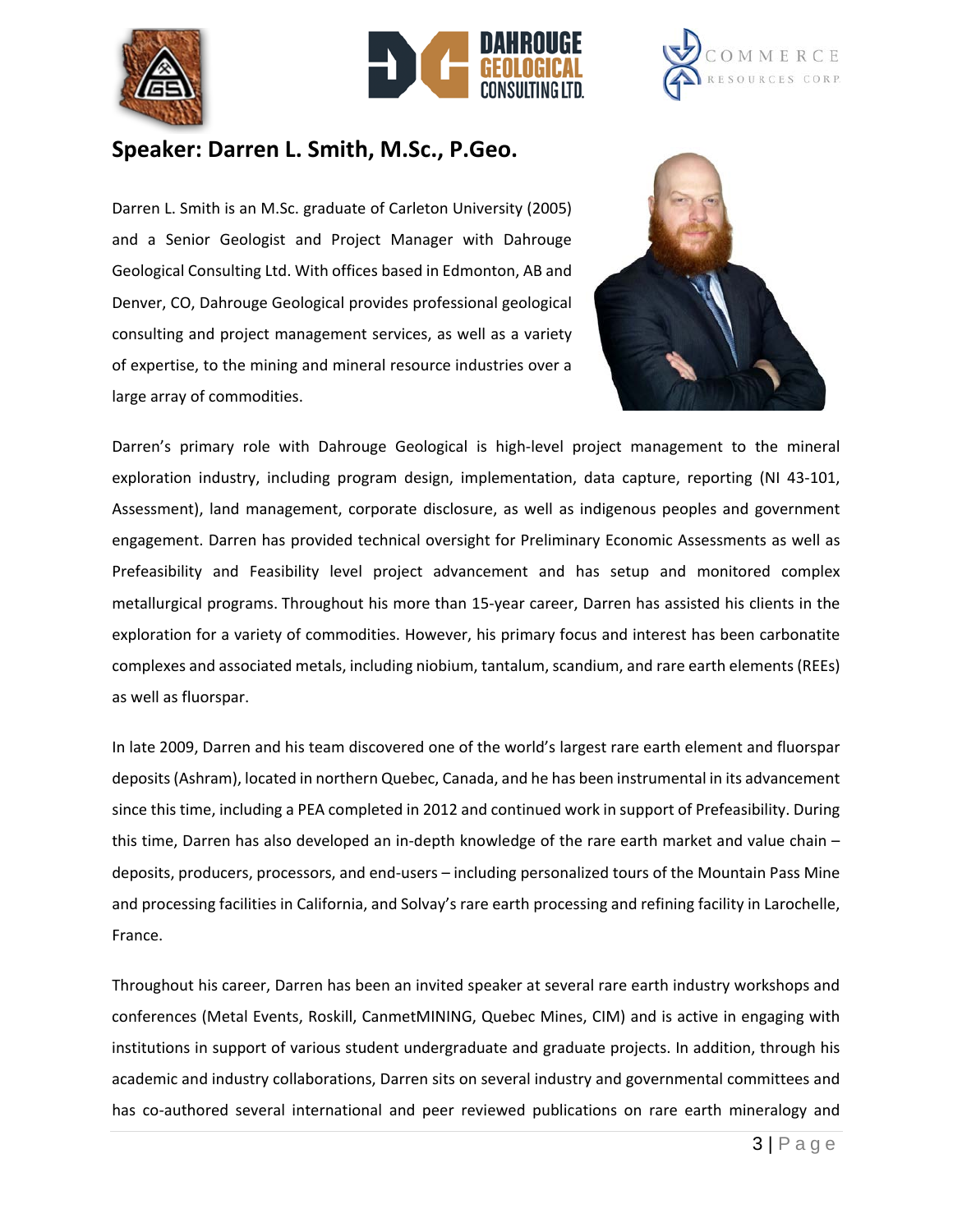## Speaker: Darren L. Smith, M.Sc., P.Geo.

Darren L. Smith is an M.Sc. graduate of Carleton University (2005) and a Senior Geologist and Project Manager with Dahrouge Geological Consulting Ltd. With offices based in Edmonton, AB and Denver, CO, Dahrouge Geological provides professional geological consulting and project management services, as well as a variety of expertise, to the mining and mineral resource industries over a large array of commodities.

Darren's primary role with Dahrouge Geological is high-level project management to the mineral exploration industry, including program design, implementation, data capture, reporting (NI 43-101, Assessment), land management, corporate disclosure, as well as indigenous peoples and government engagement. Darren has provided technical oversight for Preliminary Economic Assessments as well as Prefeasibility and Feasibility level project advancement and has setup and monitored complex metallurgical programs. Throughout his more than 15-year career, Darren has assisted his clients in the exploration for a variety of commodities. However, his primary focus and interest has been carbonatite complexes and associated metals, including niobium, tantalum, scandium, and rare earth elements (REEs) as well as fluorspar.

In late 2009, Darren and his team discovered one of the world's largest rare earth element and fluorspar deposits (Ashram), located in northern Quebec, Canada, and he has been instrumental in its advancement since this time, including a PEA completed in 2012 and continued work in support of Prefeasibility. During this time, Darren has also developed an in-depth knowledge of the rare earth market and value chain – deposits, producers, processors, and end-users – including personalized tours of the Mountain Pass Mine and processing facilities in California, and Solvay's rare earth processing and refining facility in Larochelle, France.

Throughout his career, Darren has been an invited speaker at several rare earth industry workshops and conferences (Metal Events, Roskill, CanmetMINING, Quebec Mines, CIM) and is active in engaging with institutions in support of various student undergraduate and graduate projects. In addition, through his academic and industry collaborations, Darren sits on several industry and governmental committees and has co-authored several international and peer reviewed publications on rare earth mineralogy and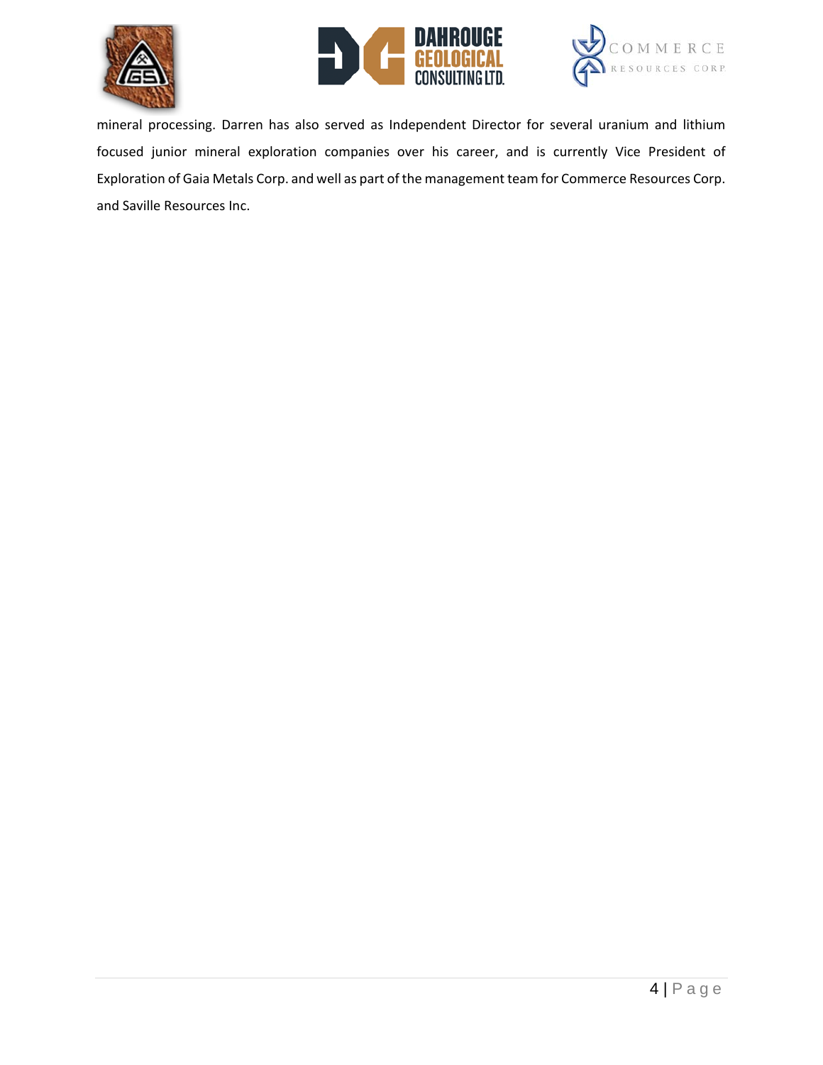mineral processing. Darren has also served as Independent Director for several uranium and lithium focused junior mineral exploration companies over his career, and is currently Vice President of Exploration of Gaia Metals Corp. and well as part of the management team for Commerce Resources Corp. and Saville Resources Inc.